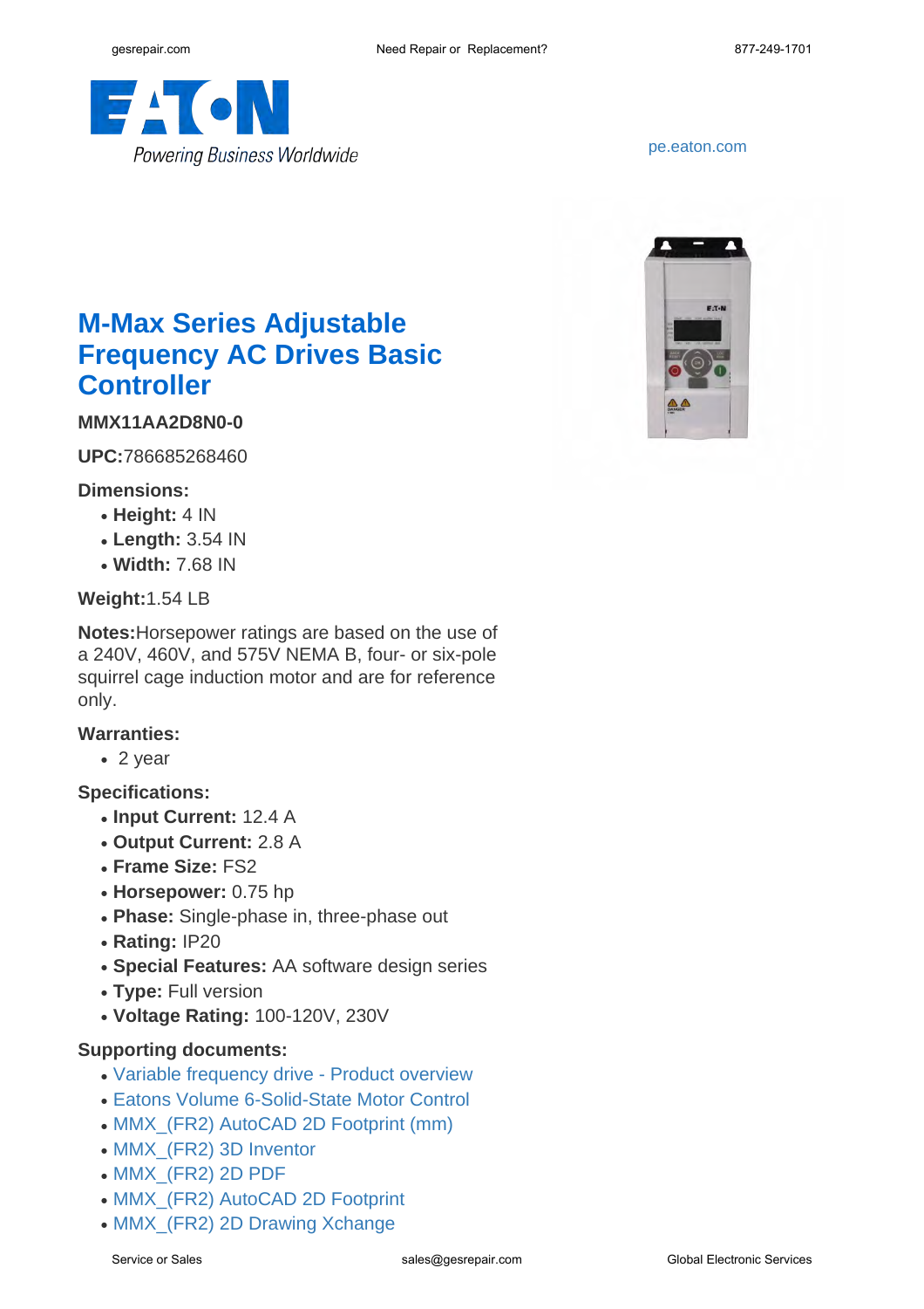Powering Business Worldwide

pe.eaton.com

# M-Max Series Adjustable Frequency AC Drives Basic Controller

**MMX11AA2D8N0-0**

**UPC:**786685268460

**Dimensions:**

- **Height:** 4 IN
- **Length:** 3.54 IN
- **Width:** 7.68 IN

**Weight:**1.54 LB

**Notes:**Horsepower ratings are based on the use of a 240V, 460V, and 575V NEMA B, four- or six-pole squirrel cage induction motor and are for reference only.

**Warranties:**

- 2 year

**Specifications:**

- **Input Current:** 12.4 A
- **Output Current:** 2.8 A
- **Frame Size:** FS2
- **Horsepower:** 0.75 hp
- **Phase:** Single-phase in, three-phase out
- **Rating:** IP20
- **Special Features:** AA software design series
- **Type:** Full version
- **Voltage Rating:** 100-120V, 230V

**Supporting documents:**

- Variable frequency drive - Product overview
- Eatons Volume 6-Solid-State Motor Control
- MMX_(FR2) AutoCAD 2D Footprint (mm)
- MMX_(FR2) 3D Inventor
- MMX_(FR2) 2D PDF
- MMX_(FR2) AutoCAD 2D Footprint
- MMX_(FR2) 2D Drawing Xchange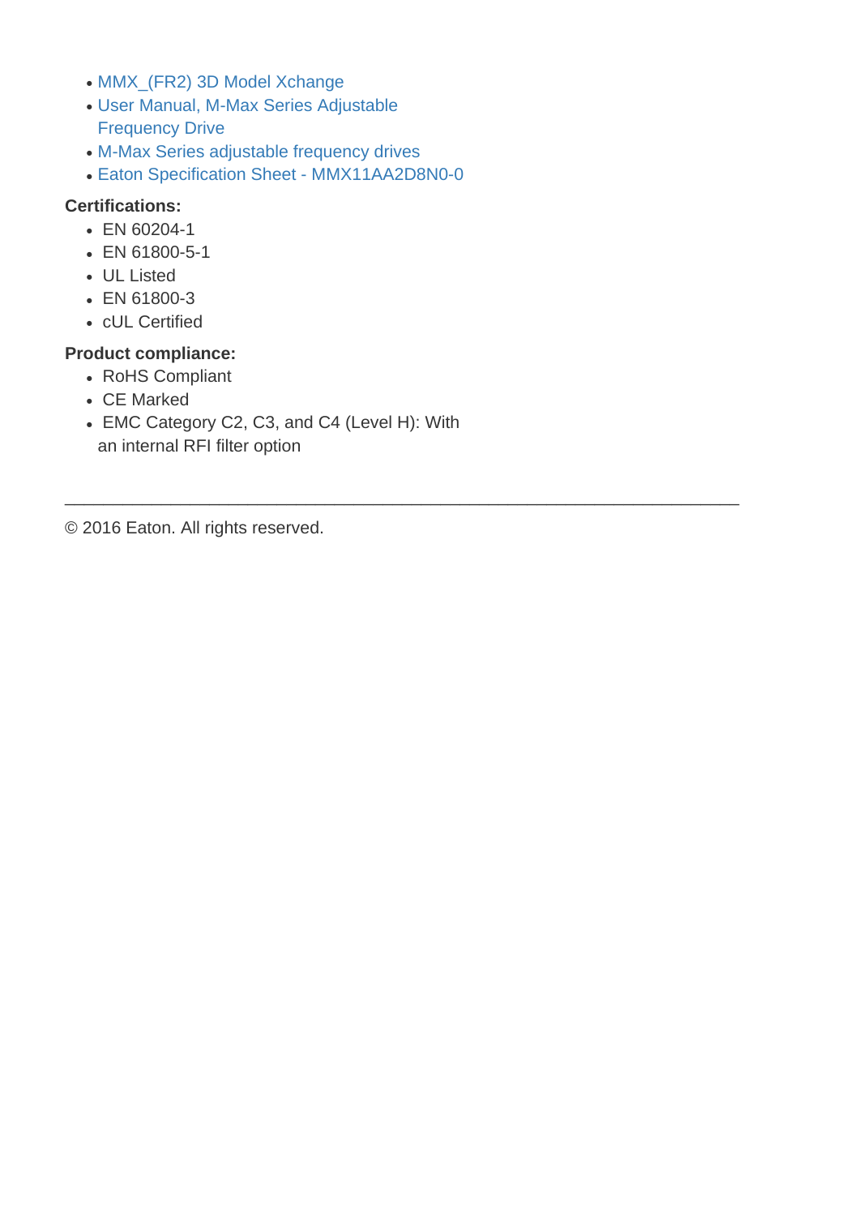- MMX_(FR2) 3D Model Xchange
- User Manual, M-Max Series Adjustable Frequency Drive
- M-Max Series adjustable frequency drives
- Eaton Specification Sheet - MMX11AA2D8N0-0

**Certifications:**

- EN 60204-1
- EN 61800-5-1
- UL Listed
- EN 61800-3
- cUL Certified

**Product compliance:**

- RoHS Compliant
- CE Marked
- EMC Category C2, C3, and C4 (Level H): With an internal RFI filter option

---

© 2016 Eaton. All rights reserved.